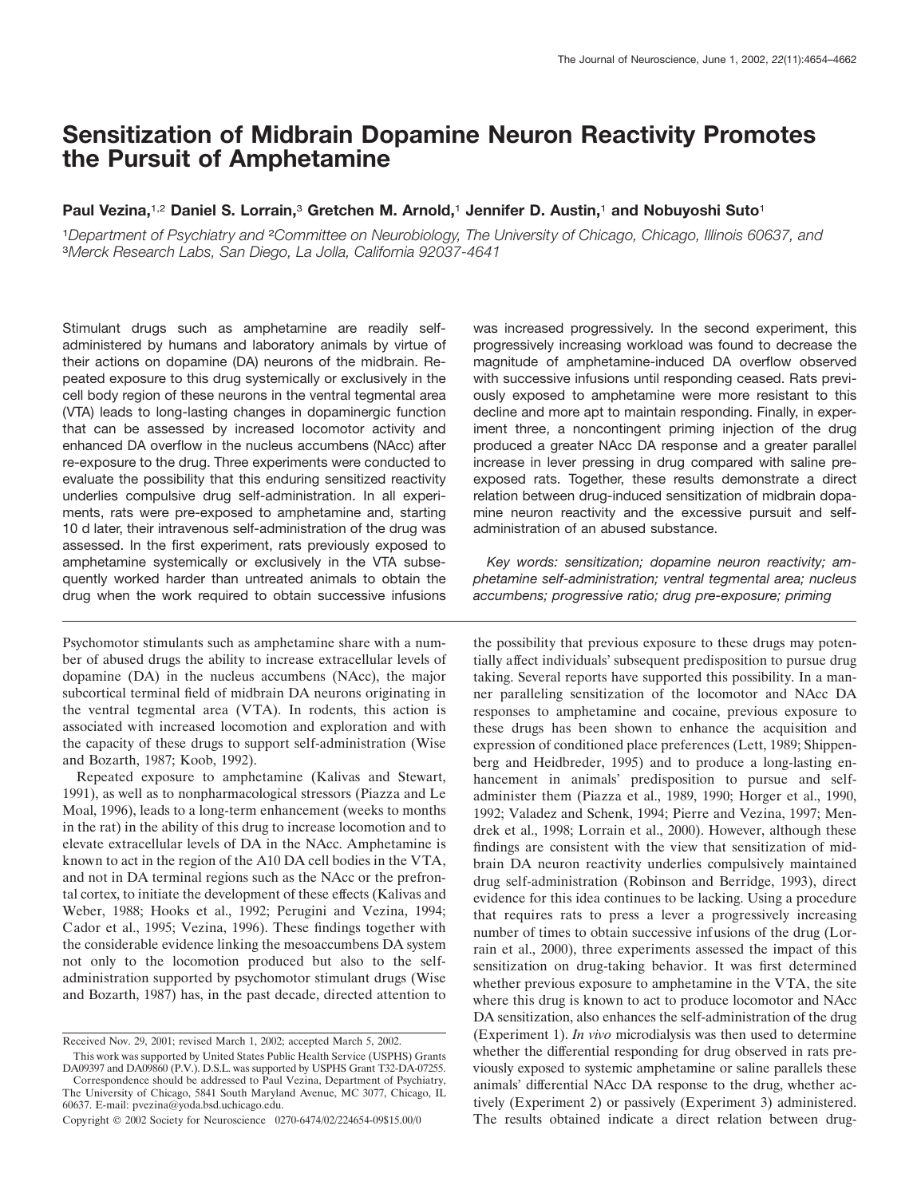# Sensitization of Midbrain Dopamine Neuron Reactivity Promotes the Pursuit of Amphetamine

**Paul Vezina,[1,2] Daniel S. Lorrain,[3] Gretchen M. Arnold,[1] Jennifer D. Austin,[1] and Nobuyoshi Suto[1]**

[1]*Department of Psychiatry and* [2]*Committee on Neurobiology, The University of Chicago, Chicago, Illinois 60637, and* [3]*Merck Research Labs, San Diego, La Jolla, California 92037-4641*

Stimulant drugs such as amphetamine are readily self-administered by humans and laboratory animals by virtue of their actions on dopamine (DA) neurons of the midbrain. Repeated exposure to this drug systemically or exclusively in the cell body region of these neurons in the ventral tegmental area (VTA) leads to long-lasting changes in dopaminergic function that can be assessed by increased locomotor activity and enhanced DA overflow in the nucleus accumbens (NAcc) after re-exposure to the drug. Three experiments were conducted to evaluate the possibility that this enduring sensitized reactivity underlies compulsive drug self-administration. In all experiments, rats were pre-exposed to amphetamine and, starting 10 d later, their intravenous self-administration of the drug was assessed. In the first experiment, rats previously exposed to amphetamine systemically or exclusively in the VTA subsequently worked harder than untreated animals to obtain the drug when the work required to obtain successive infusions was increased progressively. In the second experiment, this progressively increasing workload was found to decrease the magnitude of amphetamine-induced DA overflow observed with successive infusions until responding ceased. Rats previously exposed to amphetamine were more resistant to this decline and more apt to maintain responding. Finally, in experiment three, a noncontingent priming injection of the drug produced a greater NAcc DA response and a greater parallel increase in lever pressing in drug compared with saline pre-exposed rats. Together, these results demonstrate a direct relation between drug-induced sensitization of midbrain dopamine neuron reactivity and the excessive pursuit and self-administration of an abused substance.

*Key words: sensitization; dopamine neuron reactivity; amphetamine self-administration; ventral tegmental area; nucleus accumbens; progressive ratio; drug pre-exposure; priming*

Psychomotor stimulants such as amphetamine share with a number of abused drugs the ability to increase extracellular levels of dopamine (DA) in the nucleus accumbens (NAcc), the major subcortical terminal field of midbrain DA neurons originating in the ventral tegmental area (VTA). In rodents, this action is associated with increased locomotion and exploration and with the capacity of these drugs to support self-administration (Wise and Bozarth, 1987; Koob, 1992).

Repeated exposure to amphetamine (Kalivas and Stewart, 1991), as well as to nonpharmacological stressors (Piazza and Le Moal, 1996), leads to a long-term enhancement (weeks to months in the rat) in the ability of this drug to increase locomotion and to elevate extracellular levels of DA in the NAcc. Amphetamine is known to act in the region of the A10 DA cell bodies in the VTA, and not in DA terminal regions such as the NAcc or the prefrontal cortex, to initiate the development of these effects (Kalivas and Weber, 1988; Hooks et al., 1992; Perugini and Vezina, 1994; Cador et al., 1995; Vezina, 1996). These findings together with the considerable evidence linking the mesoaccumbens DA system not only to the locomotion produced but also to the self-administration supported by psychomotor stimulant drugs (Wise and Bozarth, 1987) has, in the past decade, directed attention to the possibility that previous exposure to these drugs may potentially affect individuals' subsequent predisposition to pursue drug taking. Several reports have supported this possibility. In a manner paralleling sensitization of the locomotor and NAcc DA responses to amphetamine and cocaine, previous exposure to these drugs has been shown to enhance the acquisition and expression of conditioned place preferences (Lett, 1989; Shippenberg and Heidbreder, 1995) and to produce a long-lasting enhancement in animals' predisposition to pursue and self-administer them (Piazza et al., 1989, 1990; Horger et al., 1990, 1992; Valadez and Schenk, 1994; Pierre and Vezina, 1997; Mendrek et al., 1998; Lorrain et al., 2000). However, although these findings are consistent with the view that sensitization of midbrain DA neuron reactivity underlies compulsively maintained drug self-administration (Robinson and Berridge, 1993), direct evidence for this idea continues to be lacking. Using a procedure that requires rats to press a lever a progressively increasing number of times to obtain successive infusions of the drug (Lorrain et al., 2000), three experiments assessed the impact of this sensitization on drug-taking behavior. It was first determined whether previous exposure to amphetamine in the VTA, the site where this drug is known to act to produce locomotor and NAcc DA sensitization, also enhances the self-administration of the drug (Experiment 1). *In vivo* microdialysis was then used to determine whether the differential responding for drug observed in rats previously exposed to systemic amphetamine or saline parallels these animals' differential NAcc DA response to the drug, whether actively (Experiment 2) or passively (Experiment 3) administered. The results obtained indicate a direct relation between drug-

Received Nov. 29, 2001; revised March 1, 2002; accepted March 5, 2002.

This work was supported by United States Public Health Service (USPHS) Grants DA09397 and DA09860 (P.V.). D.S.L. was supported by USPHS Grant T32-DA-07255.

Correspondence should be addressed to Paul Vezina, Department of Psychiatry, The University of Chicago, 5841 South Maryland Avenue, MC 3077, Chicago, IL 60637. E-mail: pvezina@yoda.bsd.uchicago.edu.

Copyright © 2002 Society for Neuroscience 0270-6474/02/224654-09$15.00/0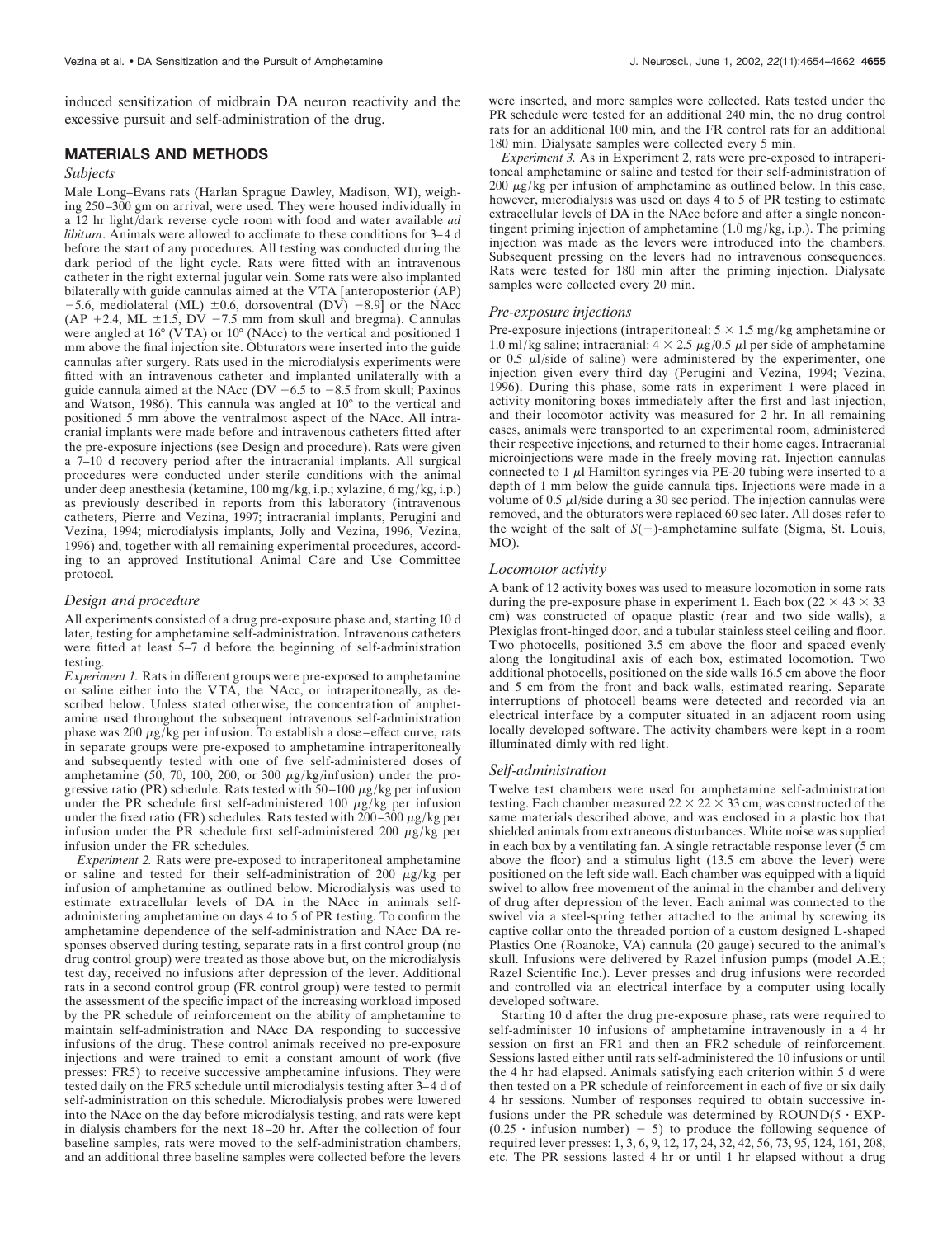induced sensitization of midbrain DA neuron reactivity and the excessive pursuit and self-administration of the drug.

## MATERIALS AND METHODS

### *Subjects*

Male Long–Evans rats (Harlan Sprague Dawley, Madison, WI), weighing 250–300 gm on arrival, were used. They were housed individually in a 12 hr light/dark reverse cycle room with food and water available *ad libitum*. Animals were allowed to acclimate to these conditions for 3–4 d before the start of any procedures. All testing was conducted during the dark period of the light cycle. Rats were fitted with an intravenous catheter in the right external jugular vein. Some rats were also implanted bilaterally with guide cannulas aimed at the VTA [anteroposterior (AP) −5.6, mediolateral (ML) ±0.6, dorsoventral (DV) −8.9] or the NAcc (AP +2.4, ML ±1.5, DV −7.5 mm from skull and bregma). Cannulas were angled at 16° (VTA) or 10° (NAcc) to the vertical and positioned 1 mm above the final injection site. Obturators were inserted into the guide cannulas after surgery. Rats used in the microdialysis experiments were fitted with an intravenous catheter and implanted unilaterally with a guide cannula aimed at the NAcc (DV −6.5 to −8.5 from skull; Paxinos and Watson, 1986). This cannula was angled at 10° to the vertical and positioned 5 mm above the ventralmost aspect of the NAcc. All intracranial implants were made before and intravenous catheters fitted after the pre-exposure injections (see Design and procedure). Rats were given a 7–10 d recovery period after the intracranial implants. All surgical procedures were conducted under sterile conditions with the animal under deep anesthesia (ketamine, 100 mg/kg, i.p.; xylazine, 6 mg/kg, i.p.) as previously described in reports from this laboratory (intravenous catheters, Pierre and Vezina, 1997; intracranial implants, Perugini and Vezina, 1994; microdialysis implants, Jolly and Vezina, 1996, Vezina, 1996) and, together with all remaining experimental procedures, according to an approved Institutional Animal Care and Use Committee protocol.

### *Design and procedure*

All experiments consisted of a drug pre-exposure phase and, starting 10 d later, testing for amphetamine self-administration. Intravenous catheters were fitted at least 5–7 d before the beginning of self-administration testing.

*Experiment 1.* Rats in different groups were pre-exposed to amphetamine or saline either into the VTA, the NAcc, or intraperitoneally, as described below. Unless stated otherwise, the concentration of amphetamine used throughout the subsequent intravenous self-administration phase was 200 μg/kg per infusion. To establish a dose–effect curve, rats in separate groups were pre-exposed to amphetamine intraperitoneally and subsequently tested with one of five self-administered doses of amphetamine (50, 70, 100, 200, or 300 μg/kg/infusion) under the progressive ratio (PR) schedule. Rats tested with 50–100 μg/kg per infusion under the PR schedule first self-administered 100 μg/kg per infusion under the fixed ratio (FR) schedules. Rats tested with 200–300 μg/kg per infusion under the PR schedule first self-administered 200 μg/kg per infusion under the FR schedules.

*Experiment 2.* Rats were pre-exposed to intraperitoneal amphetamine or saline and tested for their self-administration of 200 μg/kg per infusion of amphetamine as outlined below. Microdialysis was used to estimate extracellular levels of DA in the NAcc in animals self-administering amphetamine on days 4 to 5 of PR testing. To confirm the amphetamine dependence of the self-administration and NAcc DA responses observed during testing, separate rats in a first control group (no drug control group) were treated as those above but, on the microdialysis test day, received no infusions after depression of the lever. Additional rats in a second control group (FR control group) were tested to permit the assessment of the specific impact of the increasing workload imposed by the PR schedule of reinforcement on the ability of amphetamine to maintain self-administration and NAcc DA responding to successive infusions of the drug. These control animals received no pre-exposure injections and were trained to emit a constant amount of work (five presses: FR5) to receive successive amphetamine infusions. They were tested daily on the FR5 schedule until microdialysis testing after 3–4 d of self-administration on this schedule. Microdialysis probes were lowered into the NAcc on the day before microdialysis testing, and rats were kept in dialysis chambers for the next 18–20 hr. After the collection of four baseline samples, rats were moved to the self-administration chambers, and an additional three baseline samples were collected before the levers were inserted, and more samples were collected. Rats tested under the PR schedule were tested for an additional 240 min, the no drug control rats for an additional 100 min, and the FR control rats for an additional 180 min. Dialysate samples were collected every 5 min.

*Experiment 3.* As in Experiment 2, rats were pre-exposed to intraperitoneal amphetamine or saline and tested for their self-administration of 200 μg/kg per infusion of amphetamine as outlined below. In this case, however, microdialysis was used on days 4 to 5 of PR testing to estimate extracellular levels of DA in the NAcc before and after a single noncontingent priming injection of amphetamine (1.0 mg/kg, i.p.). The priming injection was made as the levers were introduced into the chambers. Subsequent pressing on the levers had no intravenous consequences. Rats were tested for 180 min after the priming injection. Dialysate samples were collected every 20 min.

### *Pre-exposure injections*

Pre-exposure injections (intraperitoneal: 5 × 1.5 mg/kg amphetamine or 1.0 ml/kg saline; intracranial: 4 × 2.5 μg/0.5 μl per side of amphetamine or 0.5 μl/side of saline) were administered by the experimenter, one injection given every third day (Perugini and Vezina, 1994; Vezina, 1996). During this phase, some rats in experiment 1 were placed in activity monitoring boxes immediately after the first and last injection, and their locomotor activity was measured for 2 hr. In all remaining cases, animals were transported to an experimental room, administered their respective injections, and returned to their home cages. Intracranial microinjections were made in the freely moving rat. Injection cannulas connected to 1 μl Hamilton syringes via PE-20 tubing were inserted to a depth of 1 mm below the guide cannula tips. Injections were made in a volume of 0.5 μl/side during a 30 sec period. The injection cannulas were removed, and the obturators were replaced 60 sec later. All doses refer to the weight of the salt of *S*(+)-amphetamine sulfate (Sigma, St. Louis, MO).

### *Locomotor activity*

A bank of 12 activity boxes was used to measure locomotion in some rats during the pre-exposure phase in experiment 1. Each box (22 × 43 × 33 cm) was constructed of opaque plastic (rear and two side walls), a Plexiglas front-hinged door, and a tubular stainless steel ceiling and floor. Two photocells, positioned 3.5 cm above the floor and spaced evenly along the longitudinal axis of each box, estimated locomotion. Two additional photocells, positioned on the side walls 16.5 cm above the floor and 5 cm from the front and back walls, estimated rearing. Separate interruptions of photocell beams were detected and recorded via an electrical interface by a computer situated in an adjacent room using locally developed software. The activity chambers were kept in a room illuminated dimly with red light.

### *Self-administration*

Twelve test chambers were used for amphetamine self-administration testing. Each chamber measured 22 × 22 × 33 cm, was constructed of the same materials described above, and was enclosed in a plastic box that shielded animals from extraneous disturbances. White noise was supplied in each box by a ventilating fan. A single retractable response lever (5 cm above the floor) and a stimulus light (13.5 cm above the lever) were positioned on the left side wall. Each chamber was equipped with a liquid swivel to allow free movement of the animal in the chamber and delivery of drug after depression of the lever. Each animal was connected to the swivel via a steel-spring tether attached to the animal by screwing its captive collar onto the threaded portion of a custom designed L-shaped Plastics One (Roanoke, VA) cannula (20 gauge) secured to the animal's skull. Infusions were delivered by Razel infusion pumps (model A.E.; Razel Scientific Inc.). Lever presses and drug infusions were recorded and controlled via an electrical interface by a computer using locally developed software.

Starting 10 d after the drug pre-exposure phase, rats were required to self-administer 10 infusions of amphetamine intravenously in a 4 hr session on first an FR1 and then an FR2 schedule of reinforcement. Sessions lasted either until rats self-administered the 10 infusions or until the 4 hr had elapsed. Animals satisfying each criterion within 5 d were then tested on a PR schedule of reinforcement in each of five or six daily 4 hr sessions. Number of responses required to obtain successive infusions under the PR schedule was determined by $\text{ROUND}(5 \cdot \text{EXP}(0.25 \cdot \text{infusion number}) - 5)$ to produce the following sequence of required lever presses: 1, 3, 6, 9, 12, 17, 24, 32, 42, 56, 73, 95, 124, 161, 208, etc. The PR sessions lasted 4 hr or until 1 hr elapsed without a drug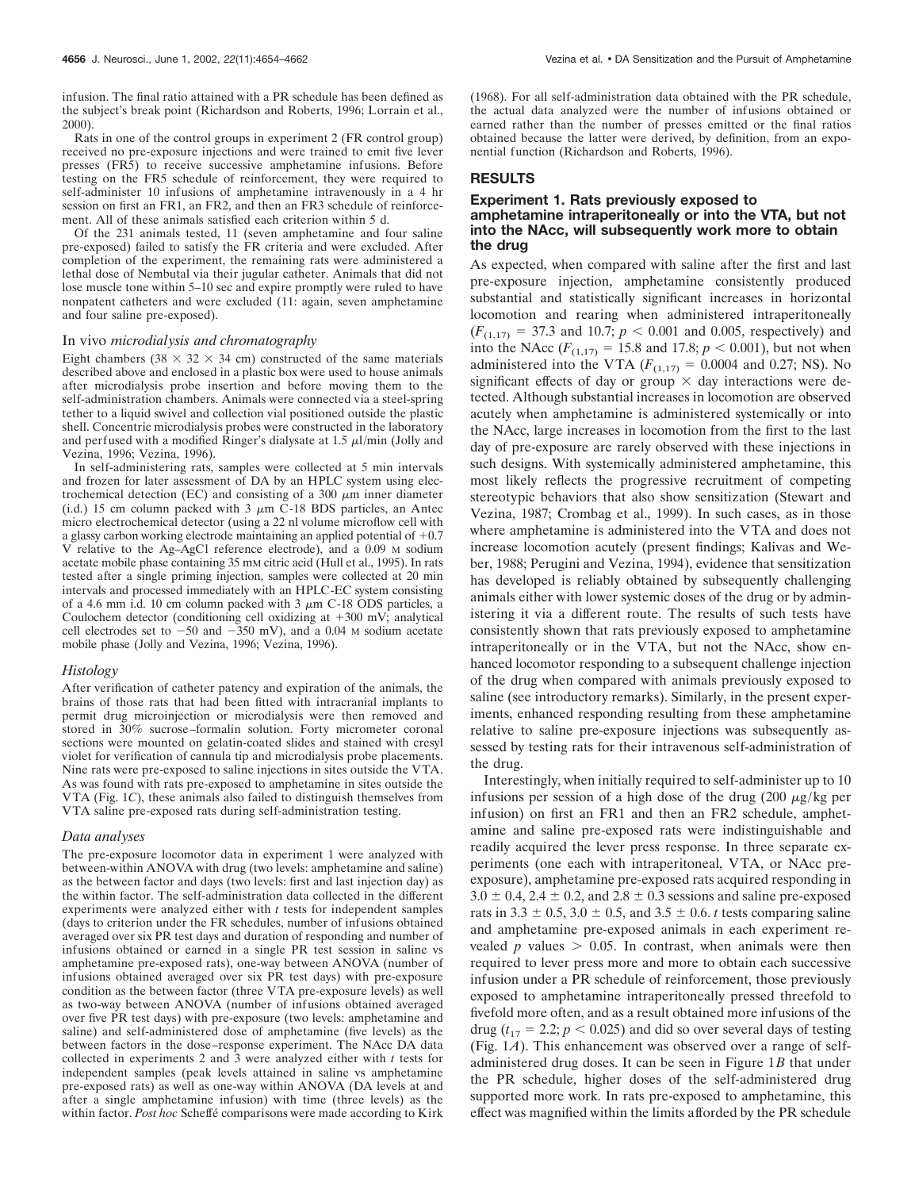infusion. The final ratio attained with a PR schedule has been defined as the subject's break point (Richardson and Roberts, 1996; Lorrain et al., 2000).

Rats in one of the control groups in experiment 2 (FR control group) received no pre-exposure injections and were trained to emit five lever presses (FR5) to receive successive amphetamine infusions. Before testing on the FR5 schedule of reinforcement, they were required to self-administer 10 infusions of amphetamine intravenously in a 4 hr session on first an FR1, an FR2, and then an FR3 schedule of reinforcement. All of these animals satisfied each criterion within 5 d.

Of the 231 animals tested, 11 (seven amphetamine and four saline pre-exposed) failed to satisfy the FR criteria and were excluded. After completion of the experiment, the remaining rats were administered a lethal dose of Nembutal via their jugular catheter. Animals that did not lose muscle tone within 5–10 sec and expire promptly were ruled to have nonpatent catheters and were excluded (11: again, seven amphetamine and four saline pre-exposed).

### *In vivo* microdialysis and chromatography

Eight chambers (38 × 32 × 34 cm) constructed of the same materials described above and enclosed in a plastic box were used to house animals after microdialysis probe insertion and before moving them to the self-administration chambers. Animals were connected via a steel-spring tether to a liquid swivel and collection vial positioned outside the plastic shell. Concentric microdialysis probes were constructed in the laboratory and perfused with a modified Ringer's dialysate at 1.5 μl/min (Jolly and Vezina, 1996; Vezina, 1996).

In self-administering rats, samples were collected at 5 min intervals and frozen for later assessment of DA by an HPLC system using electrochemical detection (EC) and consisting of a 300 μm inner diameter (i.d.) 15 cm column packed with 3 μm C-18 BDS particles, an Antec micro electrochemical detector (using a 22 nl volume microflow cell with a glassy carbon working electrode maintaining an applied potential of +0.7 V relative to the Ag–AgCl reference electrode), and a 0.09 M sodium acetate mobile phase containing 35 mM citric acid (Hull et al., 1995). In rats tested after a single priming injection, samples were collected at 20 min intervals and processed immediately with an HPLC-EC system consisting of a 4.6 mm i.d. 10 cm column packed with 3 μm C-18 ODS particles, a Coulochem detector (conditioning cell oxidizing at +300 mV; analytical cell electrodes set to −50 and −350 mV), and a 0.04 M sodium acetate mobile phase (Jolly and Vezina, 1996; Vezina, 1996).

### *Histology*

After verification of catheter patency and expiration of the animals, the brains of those rats that had been fitted with intracranial implants to permit drug microinjection or microdialysis were then removed and stored in 30% sucrose–formalin solution. Forty micrometer coronal sections were mounted on gelatin-coated slides and stained with cresyl violet for verification of cannula tip and microdialysis probe placements. Nine rats were pre-exposed to saline injections in sites outside the VTA. As was found with rats pre-exposed to amphetamine in sites outside the VTA (Fig. 1*C*), these animals also failed to distinguish themselves from VTA saline pre-exposed rats during self-administration testing.

### *Data analyses*

The pre-exposure locomotor data in experiment 1 were analyzed with between-within ANOVA with drug (two levels: amphetamine and saline) as the between factor and days (two levels: first and last injection day) as the within factor. The self-administration data collected in the different experiments were analyzed either with *t* tests for independent samples (days to criterion under the FR schedules, number of infusions obtained averaged over six PR test days and duration of responding and number of infusions obtained or earned in a single PR test session in saline vs amphetamine pre-exposed rats), one-way between ANOVA (number of infusions obtained averaged over six PR test days) with pre-exposure condition as the between factor (three VTA pre-exposure levels) as well as two-way between ANOVA (number of infusions obtained averaged over five PR test days) with pre-exposure (two levels: amphetamine and saline) and self-administered dose of amphetamine (five levels) as the between factors in the dose–response experiment. The NAcc DA data collected in experiments 2 and 3 were analyzed either with *t* tests for independent samples (peak levels attained in saline vs amphetamine pre-exposed rats) as well as one-way within ANOVA (DA levels at and after a single amphetamine infusion) with time (three levels) as the within factor. *Post hoc* Scheffé comparisons were made according to Kirk (1968). For all self-administration data obtained with the PR schedule, the actual data analyzed were the number of infusions obtained or earned rather than the number of presses emitted or the final ratios obtained because the latter were derived, by definition, from an exponential function (Richardson and Roberts, 1996).

## RESULTS

### Experiment 1. Rats previously exposed to amphetamine intraperitoneally or into the VTA, but not into the NAcc, will subsequently work more to obtain the drug

As expected, when compared with saline after the first and last pre-exposure injection, amphetamine consistently produced substantial and statistically significant increases in horizontal locomotion and rearing when administered intraperitoneally ($F_{(1,17)} = 37.3$ and 10.7; $p < 0.001$ and 0.005, respectively) and into the NAcc ($F_{(1,17)} = 15.8$ and 17.8; $p < 0.001$), but not when administered into the VTA ($F_{(1,17)} = 0.0004$ and 0.27; NS). No significant effects of day or group × day interactions were detected. Although substantial increases in locomotion are observed acutely when amphetamine is administered systemically or into the NAcc, large increases in locomotion from the first to the last day of pre-exposure are rarely observed with these injections in such designs. With systemically administered amphetamine, this most likely reflects the progressive recruitment of competing stereotypic behaviors that also show sensitization (Stewart and Vezina, 1987; Crombag et al., 1999). In such cases, as in those where amphetamine is administered into the VTA and does not increase locomotion acutely (present findings; Kalivas and Weber, 1988; Perugini and Vezina, 1994), evidence that sensitization has developed is reliably obtained by subsequently challenging animals either with lower systemic doses of the drug or by administering it via a different route. The results of such tests have consistently shown that rats previously exposed to amphetamine intraperitoneally or in the VTA, but not the NAcc, show enhanced locomotor responding to a subsequent challenge injection of the drug when compared with animals previously exposed to saline (see introductory remarks). Similarly, in the present experiments, enhanced responding resulting from these amphetamine relative to saline pre-exposure injections was subsequently assessed by testing rats for their intravenous self-administration of the drug.

Interestingly, when initially required to self-administer up to 10 infusions per session of a high dose of the drug (200 μg/kg per infusion) on first an FR1 and then an FR2 schedule, amphetamine and saline pre-exposed rats were indistinguishable and readily acquired the lever press response. In three separate experiments (one each with intraperitoneal, VTA, or NAcc pre-exposure), amphetamine pre-exposed rats acquired responding in 3.0 ± 0.4, 2.4 ± 0.2, and 2.8 ± 0.3 sessions and saline pre-exposed rats in 3.3 ± 0.5, 3.0 ± 0.5, and 3.5 ± 0.6. *t* tests comparing saline and amphetamine pre-exposed animals in each experiment revealed $p$ values $> 0.05$. In contrast, when animals were then required to lever press more and more to obtain each successive infusion under a PR schedule of reinforcement, those previously exposed to amphetamine intraperitoneally pressed threefold to fivefold more often, and as a result obtained more infusions of the drug ($t_{17} = 2.2$; $p < 0.025$) and did so over several days of testing (Fig. 1*A*). This enhancement was observed over a range of self-administered drug doses. It can be seen in Figure 1*B* that under the PR schedule, higher doses of the self-administered drug supported more work. In rats pre-exposed to amphetamine, this effect was magnified within the limits afforded by the PR schedule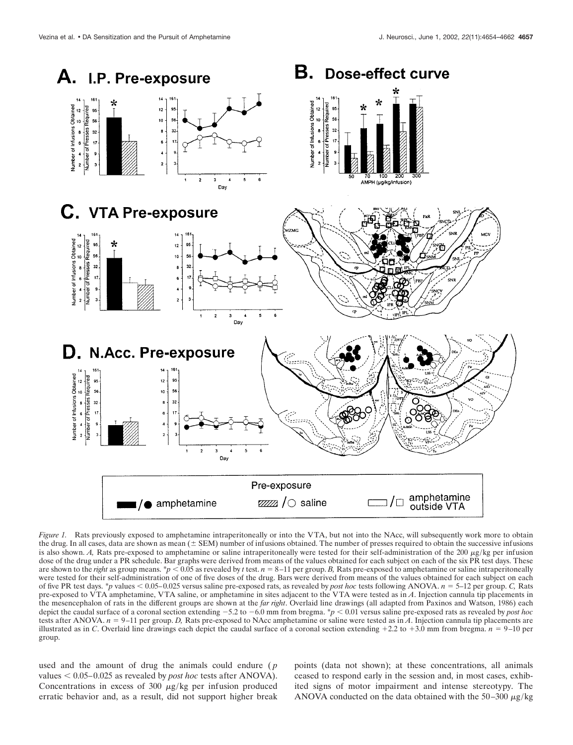*Figure 1.* Rats previously exposed to amphetamine intraperitoneally or into the VTA, but not into the NAcc, will subsequently work more to obtain the drug. In all cases, data are shown as mean (± SEM) number of infusions obtained. The number of presses required to obtain the successive infusions is also shown. *A,* Rats pre-exposed to amphetamine or saline intraperitoneally were tested for their self-administration of the 200 μg/kg per infusion dose of the drug under a PR schedule. Bar graphs were derived from means of the values obtained for each subject on each of the six PR test days. These are shown to the *right* as group means. \*$p < 0.05$ as revealed by *t* test. $n = 8$–11 per group. *B,* Rats pre-exposed to amphetamine or saline intraperitoneally were tested for their self-administration of one of five doses of the drug. Bars were derived from means of the values obtained for each subject on each of five PR test days. \**p* values < 0.05–0.025 versus saline pre-exposed rats, as revealed by *post hoc* tests following ANOVA. $n = 5$–12 per group. *C,* Rats pre-exposed to VTA amphetamine, VTA saline, or amphetamine in sites adjacent to the VTA were tested as in *A*. Injection cannula tip placements in the mesencephalon of rats in the different groups are shown at the *far right*. Overlaid line drawings (all adapted from Paxinos and Watson, 1986) each depict the caudal surface of a coronal section extending −5.2 to −6.0 mm from bregma. \*$p < 0.01$ versus saline pre-exposed rats as revealed by *post hoc* tests after ANOVA. $n = 9$–11 per group. *D,* Rats pre-exposed to NAcc amphetamine or saline were tested as in *A*. Injection cannula tip placements are illustrated as in *C*. Overlaid line drawings each depict the caudal surface of a coronal section extending +2.2 to +3.0 mm from bregma. $n = 9$–10 per group.

used and the amount of drug the animals could endure (*p* values < 0.05–0.025 as revealed by *post hoc* tests after ANOVA). Concentrations in excess of 300 μg/kg per infusion produced erratic behavior and, as a result, did not support higher break points (data not shown); at these concentrations, all animals ceased to respond early in the session and, in most cases, exhibited signs of motor impairment and intense stereotypy. The ANOVA conducted on the data obtained with the 50–300 μg/kg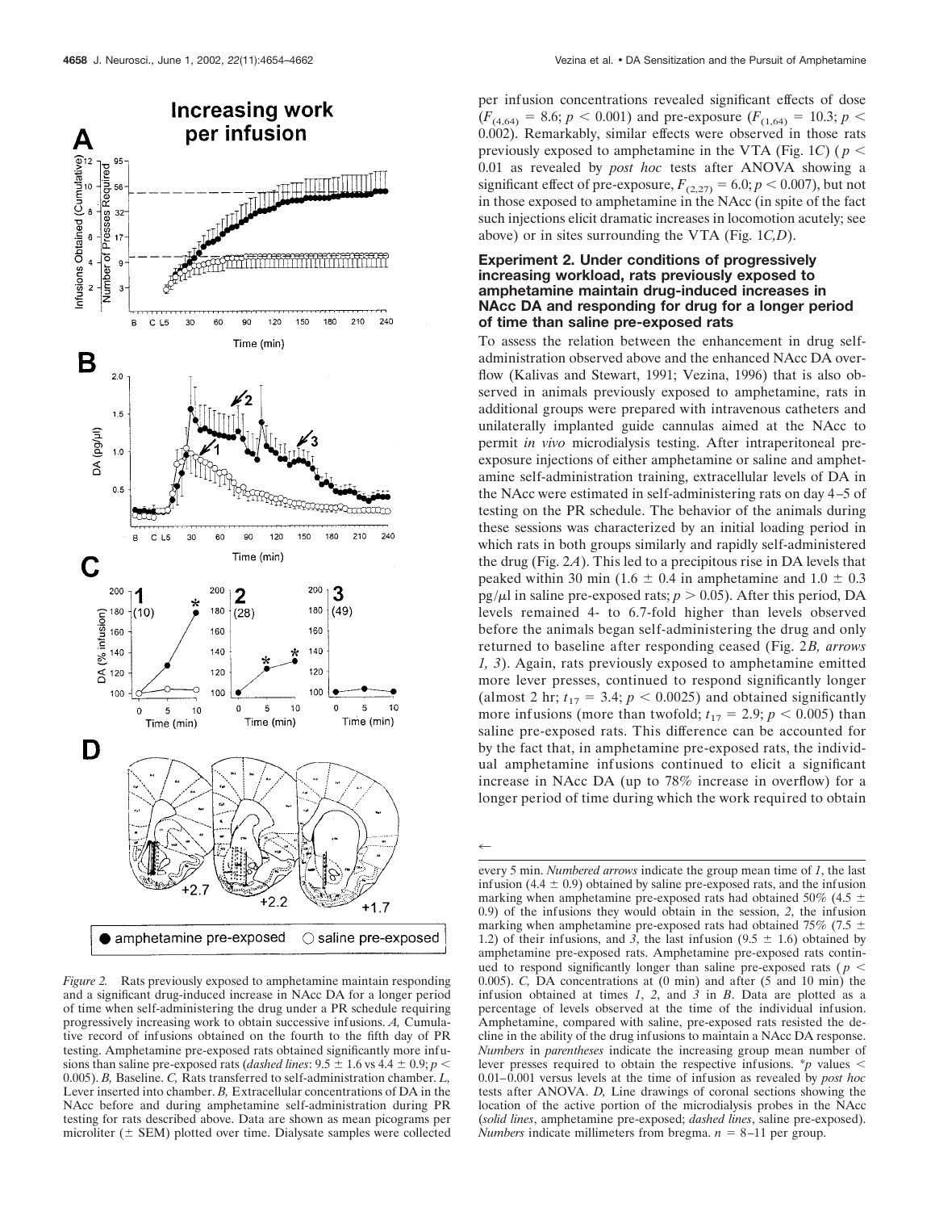per infusion concentrations revealed significant effects of dose ($F_{(4,64)} = 8.6$; $p < 0.001$) and pre-exposure ($F_{(1,64)} = 10.3$; $p < 0.002$). Remarkably, similar effects were observed in those rats previously exposed to amphetamine in the VTA (Fig. 1*C*) ($p < 0.01$ as revealed by *post hoc* tests after ANOVA showing a significant effect of pre-exposure, $F_{(2,27)} = 6.0$; $p < 0.007$), but not in those exposed to amphetamine in the NAcc (in spite of the fact such injections elicit dramatic increases in locomotion acutely; see above) or in sites surrounding the VTA (Fig. 1*C,D*).

### Experiment 2. Under conditions of progressively increasing workload, rats previously exposed to amphetamine maintain drug-induced increases in NAcc DA and responding for drug for a longer period of time than saline pre-exposed rats

To assess the relation between the enhancement in drug self-administration observed above and the enhanced NAcc DA overflow (Kalivas and Stewart, 1991; Vezina, 1996) that is also observed in animals previously exposed to amphetamine, rats in additional groups were prepared with intravenous catheters and unilaterally implanted guide cannulas aimed at the NAcc to permit *in vivo* microdialysis testing. After intraperitoneal pre-exposure injections of either amphetamine or saline and amphetamine self-administration training, extracellular levels of DA in the NAcc were estimated in self-administering rats on day 4–5 of testing on the PR schedule. The behavior of the animals during these sessions was characterized by an initial loading period in which rats in both groups similarly and rapidly self-administered the drug (Fig. 2*A*). This led to a precipitous rise in DA levels that peaked within 30 min (1.6 ± 0.4 in amphetamine and 1.0 ± 0.3 pg/μl in saline pre-exposed rats; $p > 0.05$). After this period, DA levels remained 4- to 6.7-fold higher than levels observed before the animals began self-administering the drug and only returned to baseline after responding ceased (Fig. 2*B, arrows 1, 3*). Again, rats previously exposed to amphetamine emitted more lever presses, continued to respond significantly longer (almost 2 hr; $t_{17} = 3.4$; $p < 0.0025$) and obtained significantly more infusions (more than twofold; $t_{17} = 2.9$; $p < 0.005$) than saline pre-exposed rats. This difference can be accounted for by the fact that, in amphetamine pre-exposed rats, the individual amphetamine infusions continued to elicit a significant increase in NAcc DA (up to 78% increase in overflow) for a longer period of time during which the work required to obtain

*Figure 2.* Rats previously exposed to amphetamine maintain responding and a significant drug-induced increase in NAcc DA for a longer period of time when self-administering the drug under a PR schedule requiring progressively increasing work to obtain successive infusions. *A,* Cumulative record of infusions obtained on the fourth to the fifth day of PR testing. Amphetamine pre-exposed rats obtained significantly more infusions than saline pre-exposed rats (*dashed lines*: 9.5 ± 1.6 vs 4.4 ± 0.9; $p < 0.005$). *B,* Baseline. *C,* Rats transferred to self-administration chamber. *L,* Lever inserted into chamber. *B,* Extracellular concentrations of DA in the NAcc before and during amphetamine self-administration during PR testing for rats described above. Data are shown as mean picograms per microliter (± SEM) plotted over time. Dialysate samples were collected every 5 min. *Numbered arrows* indicate the group mean time of *1*, the last infusion (4.4 ± 0.9) obtained by saline pre-exposed rats, and the infusion marking when amphetamine pre-exposed rats had obtained 50% (4.5 ± 0.9) of the infusions they would obtain in the session, *2*, the infusion marking when amphetamine pre-exposed rats had obtained 75% (7.5 ± 1.2) of their infusions, and *3*, the last infusion (9.5 ± 1.6) obtained by amphetamine pre-exposed rats. Amphetamine pre-exposed rats continued to respond significantly longer than saline pre-exposed rats ($p < 0.005$). *C,* DA concentrations at (0 min) and after (5 and 10 min) the infusion obtained at times *1*, *2*, and *3* in *B*. Data are plotted as a percentage of levels observed at the time of the individual infusion. Amphetamine, compared with saline, pre-exposed rats resisted the decline in the ability of the drug infusions to maintain a NAcc DA response. *Numbers* in *parentheses* indicate the increasing group mean number of lever presses required to obtain the respective infusions. *$p$ values $<$ 0.01–0.001 versus levels at the time of infusion as revealed by *post hoc* tests after ANOVA. *D,* Line drawings of coronal sections showing the location of the active portion of the microdialysis probes in the NAcc (*solid lines*, amphetamine pre-exposed; *dashed lines*, saline pre-exposed). *Numbers* indicate millimeters from bregma. $n$ = 8–11 per group.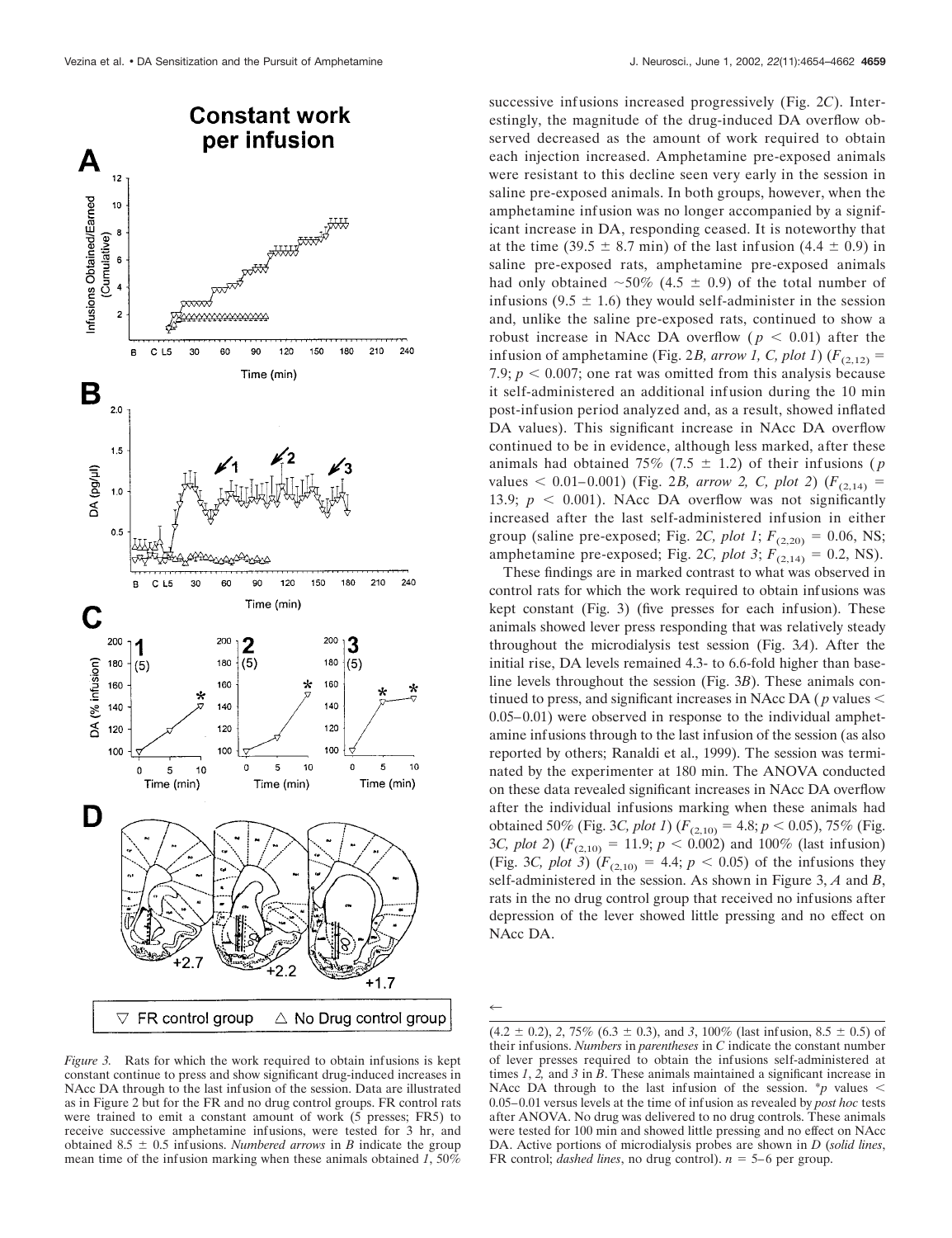successive infusions increased progressively (Fig. 2*C*). Interestingly, the magnitude of the drug-induced DA overflow observed decreased as the amount of work required to obtain each injection increased. Amphetamine pre-exposed animals were resistant to this decline seen very early in the session in saline pre-exposed animals. In both groups, however, when the amphetamine infusion was no longer accompanied by a significant increase in DA, responding ceased. It is noteworthy that at the time (39.5 ± 8.7 min) of the last infusion (4.4 ± 0.9) in saline pre-exposed rats, amphetamine pre-exposed animals had only obtained ~50% (4.5 ± 0.9) of the total number of infusions (9.5 ± 1.6) they would self-administer in the session and, unlike the saline pre-exposed rats, continued to show a robust increase in NAcc DA overflow ($p < 0.01$) after the infusion of amphetamine (Fig. 2*B, arrow 1, C, plot 1*) ($F_{(2,12)} = 7.9$; $p < 0.007$; one rat was omitted from this analysis because it self-administered an additional infusion during the 10 min post-infusion period analyzed and, as a result, showed inflated DA values). This significant increase in NAcc DA overflow continued to be in evidence, although less marked, after these animals had obtained 75% (7.5 ± 1.2) of their infusions ($p$ values $< 0.01$–$0.001$) (Fig. 2*B, arrow 2, C, plot 2*) ($F_{(2,14)} = 13.9$; $p < 0.001$). NAcc DA overflow was not significantly increased after the last self-administered infusion in either group (saline pre-exposed; Fig. 2*C, plot 1*; $F_{(2,20)} = 0.06$, NS; amphetamine pre-exposed; Fig. 2*C, plot 3*; $F_{(2,14)} = 0.2$, NS).

These findings are in marked contrast to what was observed in control rats for which the work required to obtain infusions was kept constant (Fig. 3) (five presses for each infusion). These animals showed lever press responding that was relatively steady throughout the microdialysis test session (Fig. 3*A*). After the initial rise, DA levels remained 4.3- to 6.6-fold higher than baseline levels throughout the session (Fig. 3*B*). These animals continued to press, and significant increases in NAcc DA ($p$ values $<$ 0.05–0.01) were observed in response to the individual amphetamine infusions through to the last infusion of the session (as also reported by others; Ranaldi et al., 1999). The session was terminated by the experimenter at 180 min. The ANOVA conducted on these data revealed significant increases in NAcc DA overflow after the individual infusions marking when these animals had obtained 50% (Fig. 3*C, plot 1*) ($F_{(2,10)} = 4.8$; $p < 0.05$), 75% (Fig. 3*C, plot 2*) ($F_{(2,10)} = 11.9$; $p < 0.002$) and 100% (last infusion) (Fig. 3*C, plot 3*) ($F_{(2,10)} = 4.4$; $p < 0.05$) of the infusions they self-administered in the session. As shown in Figure 3, *A* and *B*, rats in the no drug control group that received no infusions after depression of the lever showed little pressing and no effect on NAcc DA.

*Figure 3.* Rats for which the work required to obtain infusions is kept constant continue to press and show significant drug-induced increases in NAcc DA through to the last infusion of the session. Data are illustrated as in Figure 2 but for the FR and no drug control groups. FR control rats were trained to emit a constant amount of work (5 presses; FR5) to receive successive amphetamine infusions, were tested for 3 hr, and obtained 8.5 ± 0.5 infusions. *Numbered arrows* in *B* indicate the group mean time of the infusion marking when these animals obtained *1*, 50% (4.2 ± 0.2), *2*, 75% (6.3 ± 0.3), and *3*, 100% (last infusion, 8.5 ± 0.5) of their infusions. *Numbers* in *parentheses* in *C* indicate the constant number of lever presses required to obtain the infusions self-administered at times *1*, *2*, and *3* in *B*. These animals maintained a significant increase in NAcc DA through to the last infusion of the session. *$p$ values $<$ 0.05–0.01 versus levels at the time of infusion as revealed by *post hoc* tests after ANOVA. No drug was delivered to no drug controls. These animals were tested for 100 min and showed little pressing and no effect on NAcc DA. Active portions of microdialysis probes are shown in *D* (*solid lines*, FR control; *dashed lines*, no drug control). $n$ = 5–6 per group.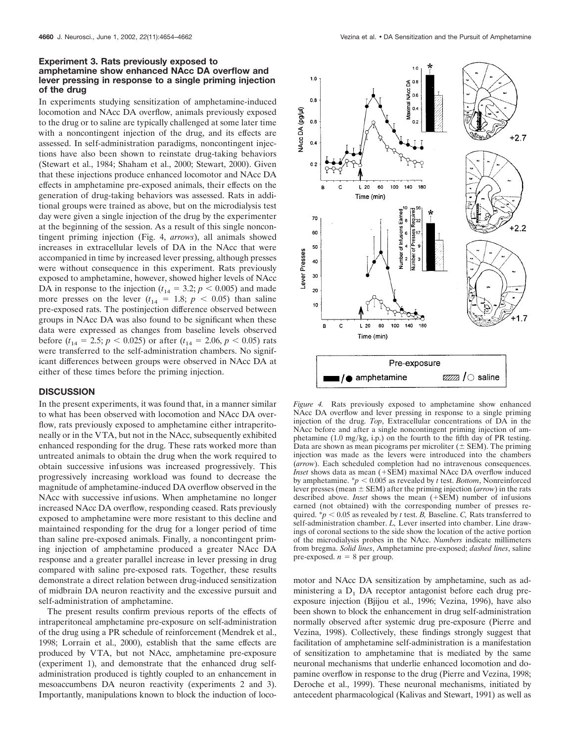### Experiment 3. Rats previously exposed to amphetamine show enhanced NAcc DA overflow and lever pressing in response to a single priming injection of the drug

In experiments studying sensitization of amphetamine-induced locomotion and NAcc DA overflow, animals previously exposed to the drug or to saline are typically challenged at some later time with a noncontingent injection of the drug, and its effects are assessed. In self-administration paradigms, noncontingent injections have also been shown to reinstate drug-taking behaviors (Stewart et al., 1984; Shaham et al., 2000; Stewart, 2000). Given that these injections produce enhanced locomotor and NAcc DA effects in amphetamine pre-exposed animals, their effects on the generation of drug-taking behaviors was assessed. Rats in additional groups were trained as above, but on the microdialysis test day were given a single injection of the drug by the experimenter at the beginning of the session. As a result of this single noncontingent priming injection (Fig. 4, *arrows*), all animals showed increases in extracellular levels of DA in the NAcc that were accompanied in time by increased lever pressing, although presses were without consequence in this experiment. Rats previously exposed to amphetamine, however, showed higher levels of NAcc DA in response to the injection ($t_{14} = 3.2$; $p < 0.005$) and made more presses on the lever ($t_{14} = 1.8$; $p < 0.05$) than saline pre-exposed rats. The postinjection difference observed between groups in NAcc DA was also found to be significant when these data were expressed as changes from baseline levels observed before ($t_{14} = 2.5$; $p < 0.025$) or after ($t_{14} = 2.06$, $p < 0.05$) rats were transferred to the self-administration chambers. No significant differences between groups were observed in NAcc DA at either of these times before the priming injection.

*Figure 4.* Rats previously exposed to amphetamine show enhanced NAcc DA overflow and lever pressing in response to a single priming injection of the drug. *Top*, Extracellular concentrations of DA in the NAcc before and after a single noncontingent priming injection of amphetamine (1.0 mg/kg, i.p.) on the fourth to the fifth day of PR testing. Data are shown as mean picograms per microliter (± SEM). The priming injection was made as the levers were introduced into the chambers (*arrow*). Each scheduled completion had no intravenous consequences. *Inset* shows data as mean (+SEM) maximal NAcc DA overflow induced by amphetamine. $*p < 0.005$ as revealed by *t* test. *Bottom*, Nonreinforced lever presses (mean ± SEM) after the priming injection (*arrow*) in the rats described above. *Inset* shows the mean (+SEM) number of infusions earned (not obtained) with the corresponding number of presses required. $*p < 0.05$ as revealed by *t* test. *B,* Baseline. *C,* Rats transferred to self-administration chamber. *L,* Lever inserted into chamber. Line drawings of coronal sections to the side show the location of the active portion of the microdialysis probes in the NAcc. *Numbers* indicate millimeters from bregma. *Solid lines*, Amphetamine pre-exposed; *dashed lines*, saline pre-exposed. $n = 8$ per group.

## DISCUSSION

In the present experiments, it was found that, in a manner similar to what has been observed with locomotion and NAcc DA overflow, rats previously exposed to amphetamine either intraperitoneally or in the VTA, but not in the NAcc, subsequently exhibited enhanced responding for the drug. These rats worked more than untreated animals to obtain the drug when the work required to obtain successive infusions was increased progressively. This progressively increasing workload was found to decrease the magnitude of amphetamine-induced DA overflow observed in the NAcc with successive infusions. When amphetamine no longer increased NAcc DA overflow, responding ceased. Rats previously exposed to amphetamine were more resistant to this decline and maintained responding for the drug for a longer period of time than saline pre-exposed animals. Finally, a noncontingent priming injection of amphetamine produced a greater NAcc DA response and a greater parallel increase in lever pressing in drug compared with saline pre-exposed rats. Together, these results demonstrate a direct relation between drug-induced sensitization of midbrain DA neuron reactivity and the excessive pursuit and self-administration of amphetamine.

The present results confirm previous reports of the effects of intraperitoneal amphetamine pre-exposure on self-administration of the drug using a PR schedule of reinforcement (Mendrek et al., 1998; Lorrain et al., 2000), establish that the same effects are produced by VTA, but not NAcc, amphetamine pre-exposure (experiment 1), and demonstrate that the enhanced drug self-administration produced is tightly coupled to an enhancement in mesoaccumbens DA neuron reactivity (experiments 2 and 3). Importantly, manipulations known to block the induction of locomotor and NAcc DA sensitization by amphetamine, such as administering a $D_1$ DA receptor antagonist before each drug pre-exposure injection (Bjijou et al., 1996; Vezina, 1996), have also been shown to block the enhancement in drug self-administration normally observed after systemic drug pre-exposure (Pierre and Vezina, 1998). Collectively, these findings strongly suggest that facilitation of amphetamine self-administration is a manifestation of sensitization to amphetamine that is mediated by the same neuronal mechanisms that underlie enhanced locomotion and dopamine overflow in response to the drug (Pierre and Vezina, 1998; Deroche et al., 1999). These neuronal mechanisms, initiated by antecedent pharmacological (Kalivas and Stewart, 1991) as well as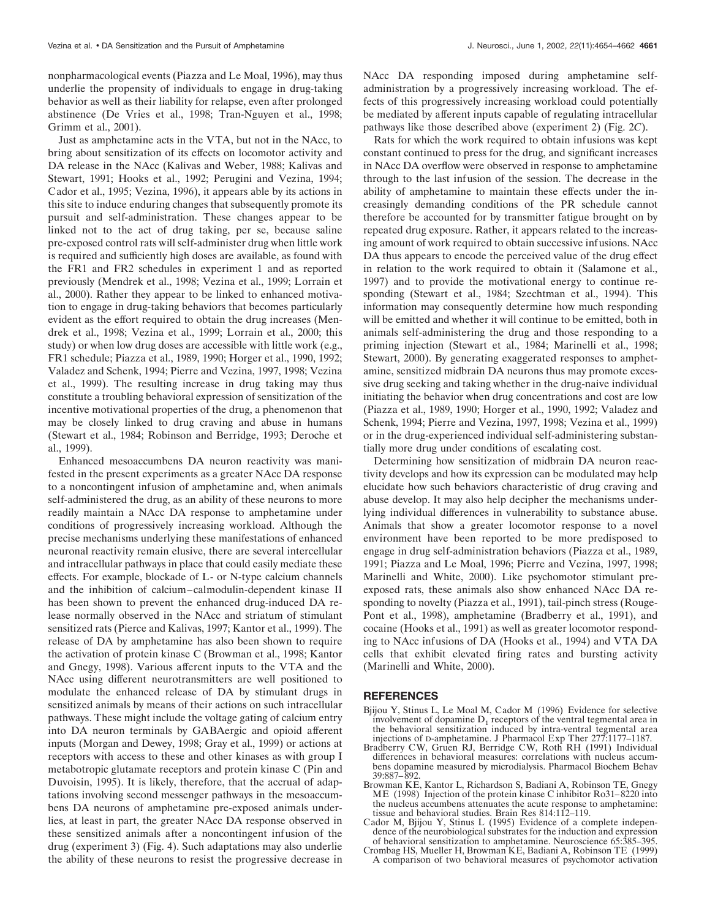nonpharmacological events (Piazza and Le Moal, 1996), may thus underlie the propensity of individuals to engage in drug-taking behavior as well as their liability for relapse, even after prolonged abstinence (De Vries et al., 1998; Tran-Nguyen et al., 1998; Grimm et al., 2001).

Just as amphetamine acts in the VTA, but not in the NAcc, to bring about sensitization of its effects on locomotor activity and DA release in the NAcc (Kalivas and Weber, 1988; Kalivas and Stewart, 1991; Hooks et al., 1992; Perugini and Vezina, 1994; Cador et al., 1995; Vezina, 1996), it appears able by its actions in this site to induce enduring changes that subsequently promote its pursuit and self-administration. These changes appear to be linked not to the act of drug taking, per se, because saline pre-exposed control rats will self-administer drug when little work is required and sufficiently high doses are available, as found with the FR1 and FR2 schedules in experiment 1 and as reported previously (Mendrek et al., 1998; Vezina et al., 1999; Lorrain et al., 2000). Rather they appear to be linked to enhanced motivation to engage in drug-taking behaviors that becomes particularly evident as the effort required to obtain the drug increases (Mendrek et al., 1998; Vezina et al., 1999; Lorrain et al., 2000; this study) or when low drug doses are accessible with little work (e.g., FR1 schedule; Piazza et al., 1989, 1990; Horger et al., 1990, 1992; Valadez and Schenk, 1994; Pierre and Vezina, 1997, 1998; Vezina et al., 1999). The resulting increase in drug taking may thus constitute a troubling behavioral expression of sensitization of the incentive motivational properties of the drug, a phenomenon that may be closely linked to drug craving and abuse in humans (Stewart et al., 1984; Robinson and Berridge, 1993; Deroche et al., 1999).

Enhanced mesoaccumbens DA neuron reactivity was manifested in the present experiments as a greater NAcc DA response to a noncontingent infusion of amphetamine and, when animals self-administered the drug, as an ability of these neurons to more readily maintain a NAcc DA response to amphetamine under conditions of progressively increasing workload. Although the precise mechanisms underlying these manifestations of enhanced neuronal reactivity remain elusive, there are several intercellular and intracellular pathways in place that could easily mediate these effects. For example, blockade of L- or N-type calcium channels and the inhibition of calcium–calmodulin-dependent kinase II has been shown to prevent the enhanced drug-induced DA release normally observed in the NAcc and striatum of stimulant sensitized rats (Pierce and Kalivas, 1997; Kantor et al., 1999). The release of DA by amphetamine has also been shown to require the activation of protein kinase C (Browman et al., 1998; Kantor and Gnegy, 1998). Various afferent inputs to the VTA and the NAcc using different neurotransmitters are well positioned to modulate the enhanced release of DA by stimulant drugs in sensitized animals by means of their actions on such intracellular pathways. These might include the voltage gating of calcium entry into DA neuron terminals by GABAergic and opioid afferent inputs (Morgan and Dewey, 1998; Gray et al., 1999) or actions at receptors with access to these and other kinases as with group I metabotropic glutamate receptors and protein kinase C (Pin and Duvoisin, 1995). It is likely, therefore, that the accrual of adaptations involving second messenger pathways in the mesoaccumbens DA neurons of amphetamine pre-exposed animals underlies, at least in part, the greater NAcc DA response observed in these sensitized animals after a noncontingent infusion of the drug (experiment 3) (Fig. 4). Such adaptations may also underlie the ability of these neurons to resist the progressive decrease in NAcc DA responding imposed during amphetamine self-administration by a progressively increasing workload. The effects of this progressively increasing workload could potentially be mediated by afferent inputs capable of regulating intracellular pathways like those described above (experiment 2) (Fig. 2*C*).

Rats for which the work required to obtain infusions was kept constant continued to press for the drug, and significant increases in NAcc DA overflow were observed in response to amphetamine through to the last infusion of the session. The decrease in the ability of amphetamine to maintain these effects under the increasingly demanding conditions of the PR schedule cannot therefore be accounted for by transmitter fatigue brought on by repeated drug exposure. Rather, it appears related to the increasing amount of work required to obtain successive infusions. NAcc DA thus appears to encode the perceived value of the drug effect in relation to the work required to obtain it (Salamone et al., 1997) and to provide the motivational energy to continue responding (Stewart et al., 1984; Szechtman et al., 1994). This information may consequently determine how much responding will be emitted and whether it will continue to be emitted, both in animals self-administering the drug and those responding to a priming injection (Stewart et al., 1984; Marinelli et al., 1998; Stewart, 2000). By generating exaggerated responses to amphetamine, sensitized midbrain DA neurons thus may promote excessive drug seeking and taking whether in the drug-naive individual initiating the behavior when drug concentrations and cost are low (Piazza et al., 1989, 1990; Horger et al., 1990, 1992; Valadez and Schenk, 1994; Pierre and Vezina, 1997, 1998; Vezina et al., 1999) or in the drug-experienced individual self-administering substantially more drug under conditions of escalating cost.

Determining how sensitization of midbrain DA neuron reactivity develops and how its expression can be modulated may help elucidate how such behaviors characteristic of drug craving and abuse develop. It may also help decipher the mechanisms underlying individual differences in vulnerability to substance abuse. Animals that show a greater locomotor response to a novel environment have been reported to be more predisposed to engage in drug self-administration behaviors (Piazza et al., 1989, 1991; Piazza and Le Moal, 1996; Pierre and Vezina, 1997, 1998; Marinelli and White, 2000). Like psychomotor stimulant pre-exposed rats, these animals also show enhanced NAcc DA responding to novelty (Piazza et al., 1991), tail-pinch stress (Rouge-Pont et al., 1998), amphetamine (Bradberry et al., 1991), and cocaine (Hooks et al., 1991) as well as greater locomotor responding to NAcc infusions of DA (Hooks et al., 1994) and VTA DA cells that exhibit elevated firing rates and bursting activity (Marinelli and White, 2000).

## REFERENCES

Bjijou Y, Stinus L, Le Moal M, Cador M (1996) Evidence for selective involvement of dopamine $D_1$ receptors of the ventral tegmental area in the behavioral sensitization induced by intra-ventral tegmental area injections of D-amphetamine. J Pharmacol Exp Ther 277:1177–1187.

Bradberry CW, Gruen RJ, Berridge CW, Roth RH (1991) Individual differences in behavioral measures: correlations with nucleus accumbens dopamine measured by microdialysis. Pharmacol Biochem Behav 39:887–892.

Browman KE, Kantor L, Richardson S, Badiani A, Robinson TE, Gnegy ME (1998) Injection of the protein kinase C inhibitor Ro31–8220 into the nucleus accumbens attenuates the acute response to amphetamine: tissue and behavioral studies. Brain Res 814:112–119.

Cador M, Bjijou Y, Stinus L (1995) Evidence of a complete independence of the neurobiological substrates for the induction and expression of behavioral sensitization to amphetamine. Neuroscience 65:385–395.

Crombag HS, Mueller H, Browman KE, Badiani A, Robinson TE (1999) A comparison of two behavioral measures of psychomotor activation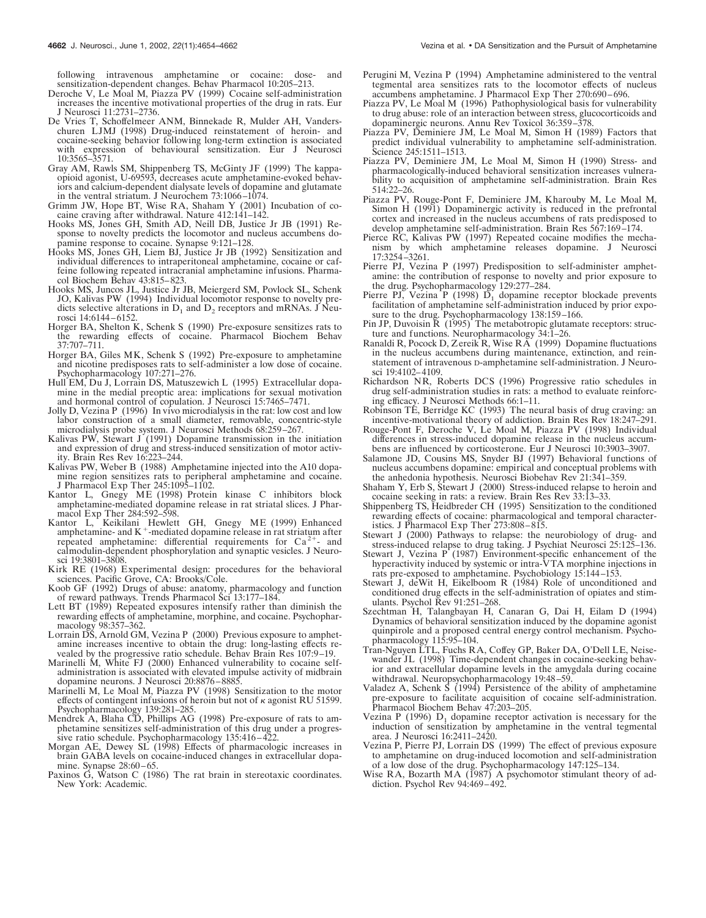following intravenous amphetamine or cocaine: dose- and sensitization-dependent changes. Behav Pharmacol 10:205–213.

Deroche V, Le Moal M, Piazza PV (1999) Cocaine self-administration increases the incentive motivational properties of the drug in rats. Eur J Neurosci 11:2731–2736.

De Vries T, Schoffelmeer ANM, Binnekade R, Mulder AH, Vanderschuren LJMJ (1998) Drug-induced reinstatement of heroin- and cocaine-seeking behavior following long-term extinction is associated with expression of behavioural sensitization. Eur J Neurosci 10:3565–3571.

Gray AM, Rawls SM, Shippenberg TS, McGinty JF (1999) The kappa-opioid agonist, U-69593, decreases acute amphetamine-evoked behaviors and calcium-dependent dialysate levels of dopamine and glutamate in the ventral striatum. J Neurochem 73:1066–1074.

Grimm JW, Hope BT, Wise RA, Shaham Y (2001) Incubation of cocaine craving after withdrawal. Nature 412:141–142.

Hooks MS, Jones GH, Smith AD, Neill DB, Justice Jr JB (1991) Response to novelty predicts the locomotor and nucleus accumbens dopamine response to cocaine. Synapse 9:121–128.

Hooks MS, Jones GH, Liem BJ, Justice Jr JB (1992) Sensitization and individual differences to intraperitoneal amphetamine, cocaine or caffeine following repeated intracranial amphetamine infusions. Pharmacol Biochem Behav 43:815–823.

Hooks MS, Juncos JL, Justice Jr JB, Meiergerd SM, Povlock SL, Schenk JO, Kalivas PW (1994) Individual locomotor response to novelty predicts selective alterations in $D_1$ and $D_2$ receptors and mRNAs. J Neurosci 14:6144–6152.

Horger BA, Shelton K, Schenk S (1990) Pre-exposure sensitizes rats to the rewarding effects of cocaine. Pharmacol Biochem Behav 37:707–711.

Horger BA, Giles MK, Schenk S (1992) Pre-exposure to amphetamine and nicotine predisposes rats to self-administer a low dose of cocaine. Psychopharmacology 107:271–276.

Hull EM, Du J, Lorrain DS, Matuszewich L (1995) Extracellular dopamine in the medial preoptic area: implications for sexual motivation and hormonal control of copulation. J Neurosci 15:7465–7471.

Jolly D, Vezina P (1996) In vivo microdialysis in the rat: low cost and low labor construction of a small diameter, removable, concentric-style microdialysis probe system. J Neurosci Methods 68:259–267.

Kalivas PW, Stewart J (1991) Dopamine transmission in the initiation and expression of drug and stress-induced sensitization of motor activity. Brain Res Rev 16:223–244.

Kalivas PW, Weber B (1988) Amphetamine injected into the A10 dopamine region sensitizes rats to peripheral amphetamine and cocaine. J Pharmacol Exp Ther 245:1095–1102.

Kantor L, Gnegy ME (1998) Protein kinase C inhibitors block amphetamine-mediated dopamine release in rat striatal slices. J Pharmacol Exp Ther 284:592–598.

Kantor L, Keikilani Hewlett GH, Gnegy ME (1999) Enhanced amphetamine- and $K^+$-mediated dopamine release in rat striatum after repeated amphetamine: differential requirements for $Ca^{2+}$- and calmodulin-dependent phosphorylation and synaptic vesicles. J Neurosci 19:3801–3808.

Kirk RE (1968) Experimental design: procedures for the behavioral sciences. Pacific Grove, CA: Brooks/Cole.

Koob GF (1992) Drugs of abuse: anatomy, pharmacology and function of reward pathways. Trends Pharmacol Sci 13:177–184.

Lett BT (1989) Repeated exposures intensify rather than diminish the rewarding effects of amphetamine, morphine, and cocaine. Psychopharmacology 98:357–362.

Lorrain DS, Arnold GM, Vezina P (2000) Previous exposure to amphetamine increases incentive to obtain the drug: long-lasting effects revealed by the progressive ratio schedule. Behav Brain Res 107:9–19.

Marinelli M, White FJ (2000) Enhanced vulnerability to cocaine self-administration is associated with elevated impulse activity of midbrain dopamine neurons. J Neurosci 20:8876–8885.

Marinelli M, Le Moal M, Piazza PV (1998) Sensitization to the motor effects of contingent infusions of heroin but not of $\kappa$ agonist RU 51599. Psychopharmacology 139:281–285.

Mendrek A, Blaha CD, Phillips AG (1998) Pre-exposure of rats to amphetamine sensitizes self-administration of this drug under a progressive ratio schedule. Psychopharmacology 135:416–422.

Morgan AE, Dewey SL (1998) Effects of pharmacologic increases in brain GABA levels on cocaine-induced changes in extracellular dopamine. Synapse 28:60–65.

Paxinos G, Watson C (1986) The rat brain in stereotaxic coordinates. New York: Academic.

Perugini M, Vezina P (1994) Amphetamine administered to the ventral tegmental area sensitizes rats to the locomotor effects of nucleus accumbens amphetamine. J Pharmacol Exp Ther 270:690–696.

Piazza PV, Le Moal M (1996) Pathophysiological basis for vulnerability to drug abuse: role of an interaction between stress, glucocorticoids and dopaminergic neurons. Annu Rev Toxicol 36:359–378.

Piazza PV, Deminiere JM, Le Moal M, Simon H (1989) Factors that predict individual vulnerability to amphetamine self-administration. Science 245:1511–1513.

Piazza PV, Deminiere JM, Le Moal M, Simon H (1990) Stress- and pharmacologically-induced behavioral sensitization increases vulnerability to acquisition of amphetamine self-administration. Brain Res 514:22–26.

Piazza PV, Rouge-Pont F, Deminiere JM, Kharouby M, Le Moal M, Simon H (1991) Dopaminergic activity is reduced in the prefrontal cortex and increased in the nucleus accumbens of rats predisposed to develop amphetamine self-administration. Brain Res 567:169–174.

Pierce RC, Kalivas PW (1997) Repeated cocaine modifies the mechanism by which amphetamine releases dopamine. J Neurosci 17:3254–3261.

Pierre PJ, Vezina P (1997) Predisposition to self-administer amphetamine: the contribution of response to novelty and prior exposure to the drug. Psychopharmacology 129:277–284.

Pierre PJ, Vezina P (1998) $D_1$ dopamine receptor blockade prevents facilitation of amphetamine self-administration induced by prior exposure to the drug. Psychopharmacology 138:159–166.

Pin JP, Duvoisin R (1995) The metabotropic glutamate receptors: structure and functions. Neuropharmacology 34:1–26.

Ranaldi R, Pocock D, Zereik R, Wise RA (1999) Dopamine fluctuations in the nucleus accumbens during maintenance, extinction, and reinstatement of intravenous D-amphetamine self-administration. J Neurosci 19:4102–4109.

Richardson NR, Roberts DCS (1996) Progressive ratio schedules in drug self-administration studies in rats: a method to evaluate reinforcing efficacy. J Neurosci Methods 66:1–11.

Robinson TE, Berridge KC (1993) The neural basis of drug craving: an incentive-motivational theory of addiction. Brain Res Rev 18:247–291.

Rouge-Pont F, Deroche V, Le Moal M, Piazza PV (1998) Individual differences in stress-induced dopamine release in the nucleus accumbens are influenced by corticosterone. Eur J Neurosci 10:3903–3907.

Salamone JD, Cousins MS, Snyder BJ (1997) Behavioral functions of nucleus accumbens dopamine: empirical and conceptual problems with the anhedonia hypothesis. Neurosci Biobehav Rev 21:341–359.

Shaham Y, Erb S, Stewart J (2000) Stress-induced relapse to heroin and cocaine seeking in rats: a review. Brain Res Rev 33:13–33.

Shippenberg TS, Heidbreder CH (1995) Sensitization to the conditioned rewarding effects of cocaine: pharmacological and temporal characteristics. J Pharmacol Exp Ther 273:808–815.

Stewart J (2000) Pathways to relapse: the neurobiology of drug- and stress-induced relapse to drug taking. J Psychiat Neurosci 25:125–136.

Stewart J, Vezina P (1987) Environment-specific enhancement of the hyperactivity induced by systemic or intra-VTA morphine injections in rats pre-exposed to amphetamine. Psychobiology 15:144–153.

Stewart J, deWit H, Eikelboom R (1984) Role of unconditioned and conditioned drug effects in the self-administration of opiates and stimulants. Psychol Rev 91:251–268.

Szechtman H, Talangbayan H, Canaran G, Dai H, Eilam D (1994) Dynamics of behavioral sensitization induced by the dopamine agonist quinpirole and a proposed central energy control mechanism. Psychopharmacology 115:95–104.

Tran-Nguyen LTL, Fuchs RA, Coffey GP, Baker DA, O'Dell LE, Neisewander JL (1998) Time-dependent changes in cocaine-seeking behavior and extracellular dopamine levels in the amygdala during cocaine withdrawal. Neuropsychopharmacology 19:48–59.

Valadez A, Schenk S (1994) Persistence of the ability of amphetamine pre-exposure to facilitate acquisition of cocaine self-administration. Pharmacol Biochem Behav 47:203–205.

Vezina P (1996) $D_1$ dopamine receptor activation is necessary for the induction of sensitization by amphetamine in the ventral tegmental area. J Neurosci 16:2411–2420.

Vezina P, Pierre PJ, Lorrain DS (1999) The effect of previous exposure to amphetamine on drug-induced locomotion and self-administration of a low dose of the drug. Psychopharmacology 147:125–134.

Wise RA, Bozarth MA (1987) A psychomotor stimulant theory of addiction. Psychol Rev 94:469–492.